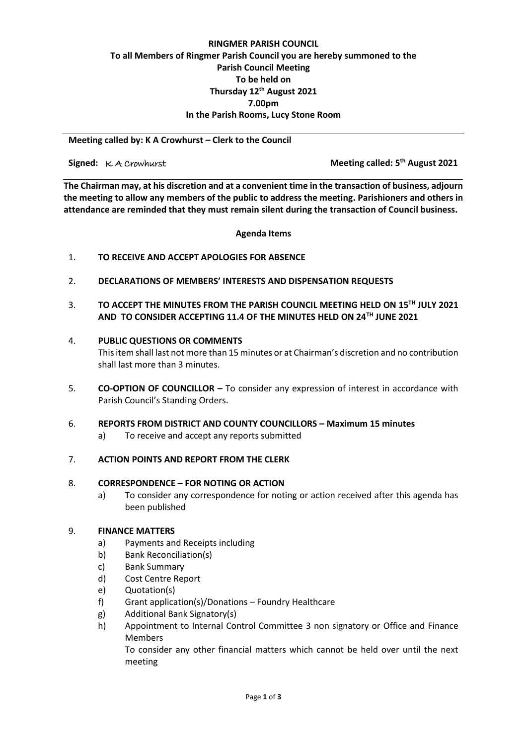**RINGMER PARISH COUNCIL**
**To all Members of Ringmer Parish Council you are hereby summoned to the Parish Council Meeting**
**To be held on**
**Thursday 12th August 2021**
**7.00pm**
**In the Parish Rooms, Lucy Stone Room**

---

**Meeting called by: K A Crowhurst – Clerk to the Council**

**Signed:** K A Crowhurst **Meeting called: 5th August 2021**

---

**The Chairman may, at his discretion and at a convenient time in the transaction of business, adjourn the meeting to allow any members of the public to address the meeting. Parishioners and others in attendance are reminded that they must remain silent during the transaction of Council business.**

**Agenda Items**

1. **TO RECEIVE AND ACCEPT APOLOGIES FOR ABSENCE**

2. **DECLARATIONS OF MEMBERS' INTERESTS AND DISPENSATION REQUESTS**

3. **TO ACCEPT THE MINUTES FROM THE PARISH COUNCIL MEETING HELD ON 15TH JULY 2021 AND TO CONSIDER ACCEPTING 11.4 OF THE MINUTES HELD ON 24TH JUNE 2021**

4. **PUBLIC QUESTIONS OR COMMENTS**
   This item shall last not more than 15 minutes or at Chairman's discretion and no contribution shall last more than 3 minutes.

5. **CO-OPTION OF COUNCILLOR –** To consider any expression of interest in accordance with Parish Council's Standing Orders.

6. **REPORTS FROM DISTRICT AND COUNTY COUNCILLORS – Maximum 15 minutes**
   a) To receive and accept any reports submitted

7. **ACTION POINTS AND REPORT FROM THE CLERK**

8. **CORRESPONDENCE – FOR NOTING OR ACTION**
   a) To consider any correspondence for noting or action received after this agenda has been published

9. **FINANCE MATTERS**
   a) Payments and Receipts including
   b) Bank Reconciliation(s)
   c) Bank Summary
   d) Cost Centre Report
   e) Quotation(s)
   f) Grant application(s)/Donations – Foundry Healthcare
   g) Additional Bank Signatory(s)
   h) Appointment to Internal Control Committee 3 non signatory or Office and Finance Members

   To consider any other financial matters which cannot be held over until the next meeting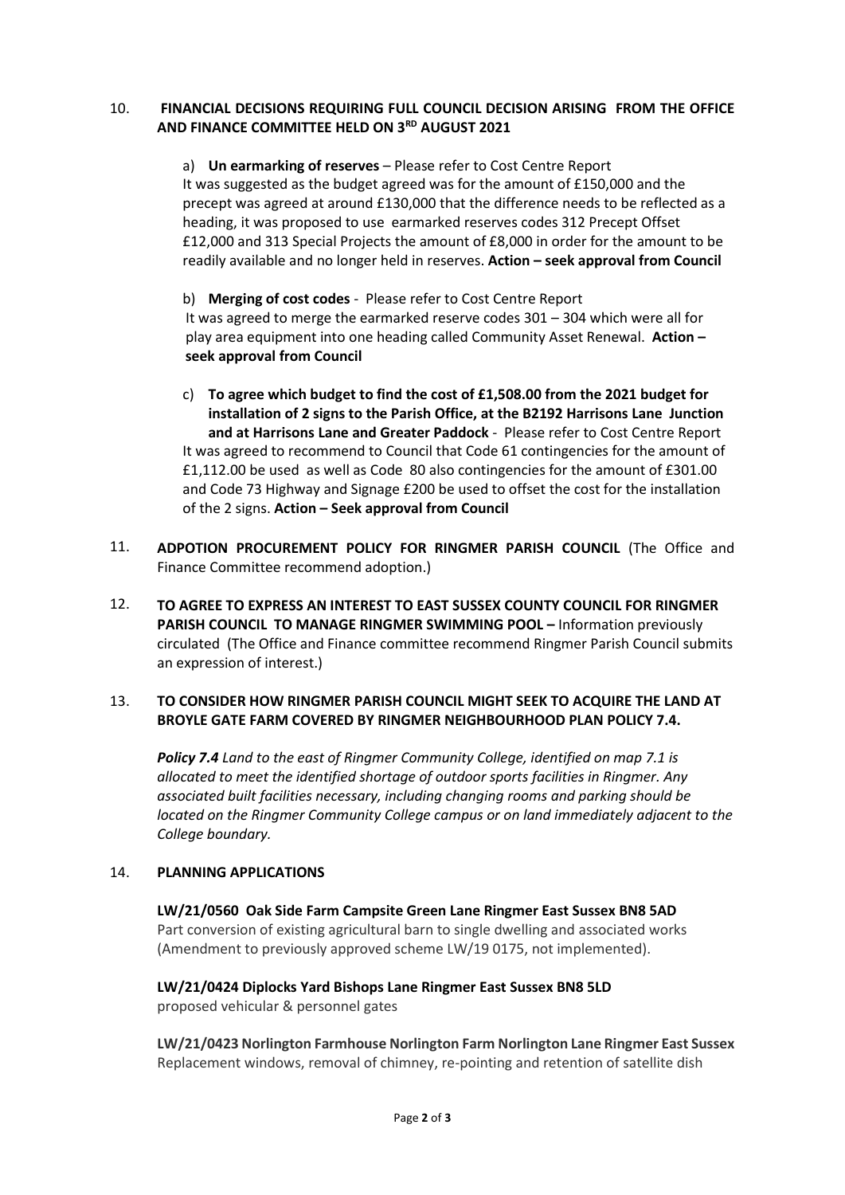10. **FINANCIAL DECISIONS REQUIRING FULL COUNCIL DECISION ARISING FROM THE OFFICE AND FINANCE COMMITTEE HELD ON 3RD AUGUST 2021**

a) **Un earmarking of reserves** – Please refer to Cost Centre Report
It was suggested as the budget agreed was for the amount of £150,000 and the precept was agreed at around £130,000 that the difference needs to be reflected as a heading, it was proposed to use earmarked reserves codes 312 Precept Offset £12,000 and 313 Special Projects the amount of £8,000 in order for the amount to be readily available and no longer held in reserves. **Action – seek approval from Council**

b) **Merging of cost codes** - Please refer to Cost Centre Report
It was agreed to merge the earmarked reserve codes 301 – 304 which were all for play area equipment into one heading called Community Asset Renewal. **Action – seek approval from Council**

c) **To agree which budget to find the cost of £1,508.00 from the 2021 budget for installation of 2 signs to the Parish Office, at the B2192 Harrisons Lane Junction and at Harrisons Lane and Greater Paddock** - Please refer to Cost Centre Report
It was agreed to recommend to Council that Code 61 contingencies for the amount of £1,112.00 be used as well as Code 80 also contingencies for the amount of £301.00 and Code 73 Highway and Signage £200 be used to offset the cost for the installation of the 2 signs. **Action – Seek approval from Council**

11. **ADPOTION PROCUREMENT POLICY FOR RINGMER PARISH COUNCIL** (The Office and Finance Committee recommend adoption.)

12. **TO AGREE TO EXPRESS AN INTEREST TO EAST SUSSEX COUNTY COUNCIL FOR RINGMER PARISH COUNCIL TO MANAGE RINGMER SWIMMING POOL –** Information previously circulated (The Office and Finance committee recommend Ringmer Parish Council submits an expression of interest.)

13. **TO CONSIDER HOW RINGMER PARISH COUNCIL MIGHT SEEK TO ACQUIRE THE LAND AT BROYLE GATE FARM COVERED BY RINGMER NEIGHBOURHOOD PLAN POLICY 7.4.**

***Policy 7.4*** *Land to the east of Ringmer Community College, identified on map 7.1 is allocated to meet the identified shortage of outdoor sports facilities in Ringmer. Any associated built facilities necessary, including changing rooms and parking should be located on the Ringmer Community College campus or on land immediately adjacent to the College boundary.*

14. **PLANNING APPLICATIONS**

**LW/21/0560 Oak Side Farm Campsite Green Lane Ringmer East Sussex BN8 5AD**
Part conversion of existing agricultural barn to single dwelling and associated works (Amendment to previously approved scheme LW/19 0175, not implemented).

**LW/21/0424 Diplocks Yard Bishops Lane Ringmer East Sussex BN8 5LD**
proposed vehicular & personnel gates

**LW/21/0423 Norlington Farmhouse Norlington Farm Norlington Lane Ringmer East Sussex**
Replacement windows, removal of chimney, re-pointing and retention of satellite dish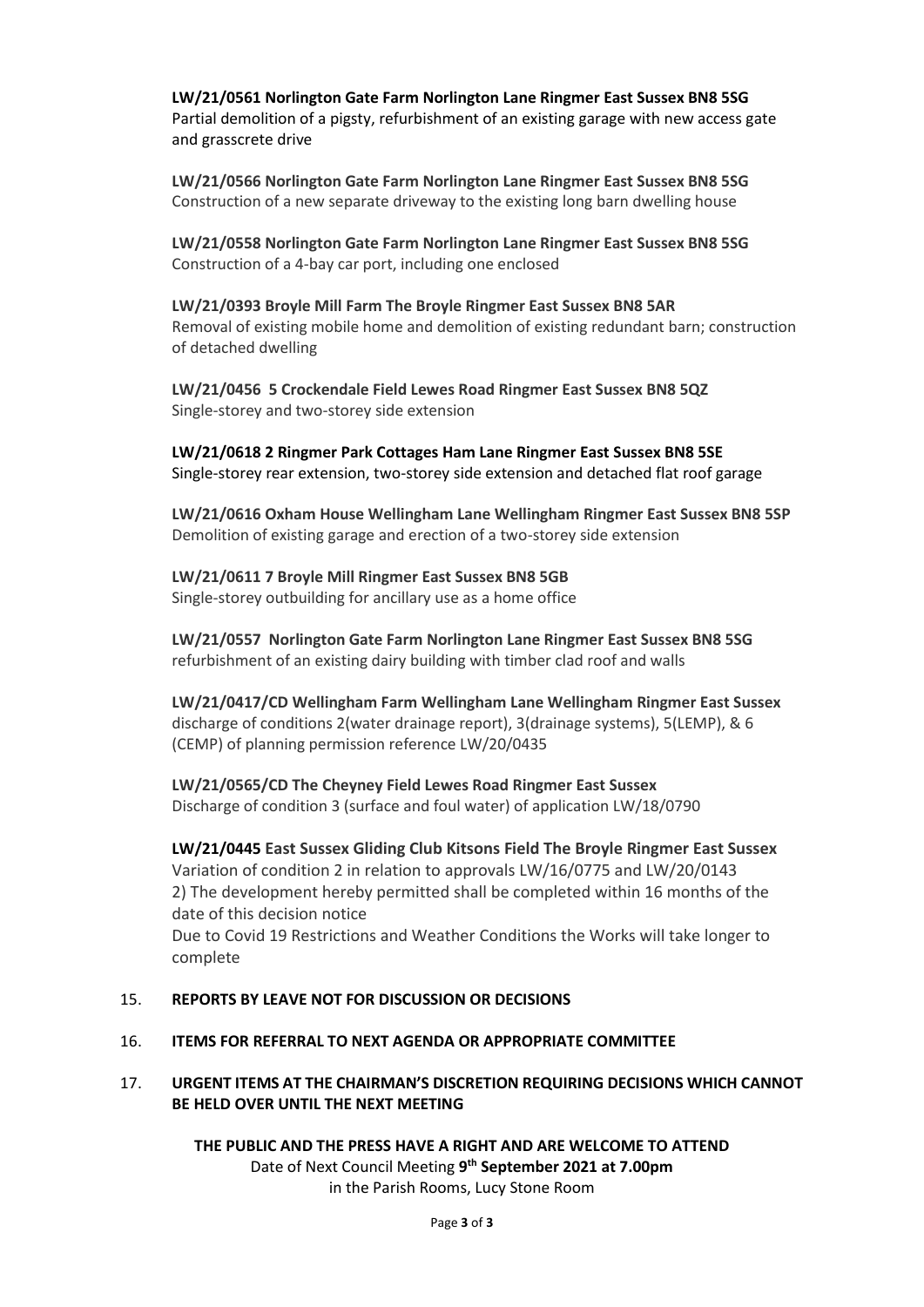**LW/21/0561 Norlington Gate Farm Norlington Lane Ringmer East Sussex BN8 5SG**
Partial demolition of a pigsty, refurbishment of an existing garage with new access gate and grasscrete drive

**LW/21/0566 Norlington Gate Farm Norlington Lane Ringmer East Sussex BN8 5SG**
Construction of a new separate driveway to the existing long barn dwelling house

**LW/21/0558 Norlington Gate Farm Norlington Lane Ringmer East Sussex BN8 5SG**
Construction of a 4-bay car port, including one enclosed

**LW/21/0393 Broyle Mill Farm The Broyle Ringmer East Sussex BN8 5AR**
Removal of existing mobile home and demolition of existing redundant barn; construction of detached dwelling

**LW/21/0456 5 Crockendale Field Lewes Road Ringmer East Sussex BN8 5QZ**
Single-storey and two-storey side extension

**LW/21/0618 2 Ringmer Park Cottages Ham Lane Ringmer East Sussex BN8 5SE**
Single-storey rear extension, two-storey side extension and detached flat roof garage

**LW/21/0616 Oxham House Wellingham Lane Wellingham Ringmer East Sussex BN8 5SP**
Demolition of existing garage and erection of a two-storey side extension

**LW/21/0611 7 Broyle Mill Ringmer East Sussex BN8 5GB**
Single-storey outbuilding for ancillary use as a home office

**LW/21/0557 Norlington Gate Farm Norlington Lane Ringmer East Sussex BN8 5SG**
refurbishment of an existing dairy building with timber clad roof and walls

**LW/21/0417/CD Wellingham Farm Wellingham Lane Wellingham Ringmer East Sussex**
discharge of conditions 2(water drainage report), 3(drainage systems), 5(LEMP), & 6 (CEMP) of planning permission reference LW/20/0435

**LW/21/0565/CD The Cheyney Field Lewes Road Ringmer East Sussex**
Discharge of condition 3 (surface and foul water) of application LW/18/0790

**LW/21/0445 East Sussex Gliding Club Kitsons Field The Broyle Ringmer East Sussex**
Variation of condition 2 in relation to approvals LW/16/0775 and LW/20/0143
2) The development hereby permitted shall be completed within 16 months of the date of this decision notice
Due to Covid 19 Restrictions and Weather Conditions the Works will take longer to complete

15. **REPORTS BY LEAVE NOT FOR DISCUSSION OR DECISIONS**

16. **ITEMS FOR REFERRAL TO NEXT AGENDA OR APPROPRIATE COMMITTEE**

17. **URGENT ITEMS AT THE CHAIRMAN'S DISCRETION REQUIRING DECISIONS WHICH CANNOT BE HELD OVER UNTIL THE NEXT MEETING**

**THE PUBLIC AND THE PRESS HAVE A RIGHT AND ARE WELCOME TO ATTEND**
Date of Next Council Meeting **9th September 2021 at 7.00pm**
in the Parish Rooms, Lucy Stone Room